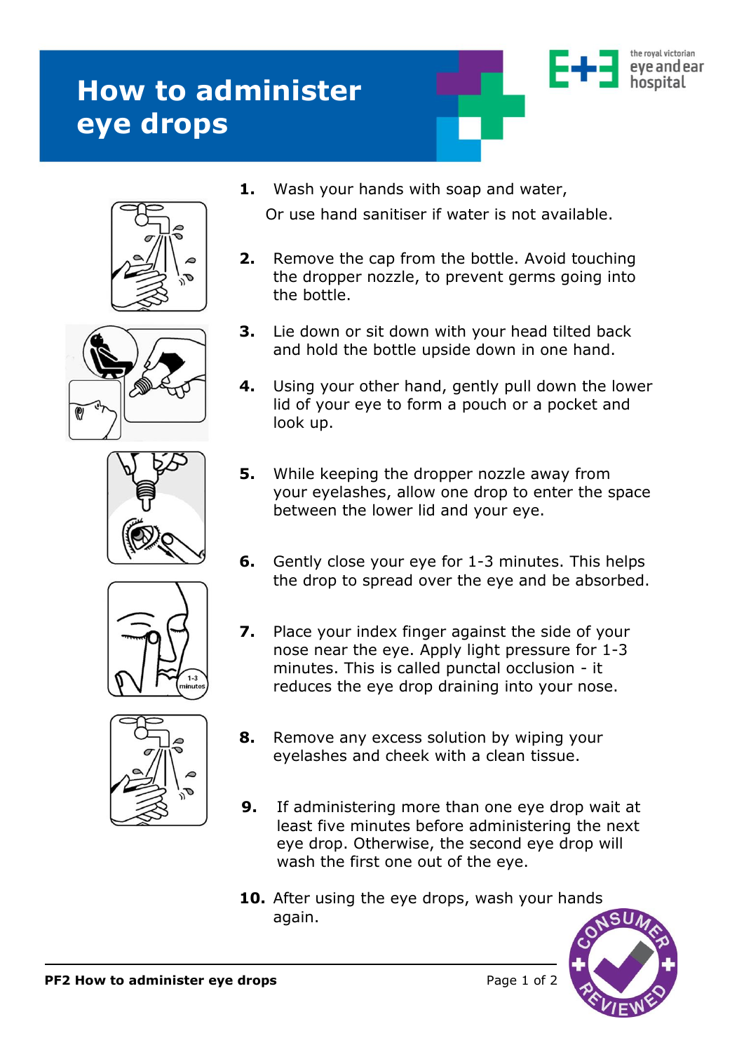# How to administer eye drops

1. Wash your hands with soap and water,

   Or use hand sanitiser if water is not available.

2. Remove the cap from the bottle. Avoid touching the dropper nozzle, to prevent germs going into the bottle.

3. Lie down or sit down with your head tilted back and hold the bottle upside down in one hand.

4. Using your other hand, gently pull down the lower lid of your eye to form a pouch or a pocket and look up.

5. While keeping the dropper nozzle away from your eyelashes, allow one drop to enter the space between the lower lid and your eye.

6. Gently close your eye for 1-3 minutes. This helps the drop to spread over the eye and be absorbed.

7. Place your index finger against the side of your nose near the eye. Apply light pressure for 1-3 minutes. This is called punctal occlusion - it reduces the eye drop draining into your nose.

8. Remove any excess solution by wiping your eyelashes and cheek with a clean tissue.

9. If administering more than one eye drop wait at least five minutes before administering the next eye drop. Otherwise, the second eye drop will wash the first one out of the eye.

10. After using the eye drops, wash your hands again.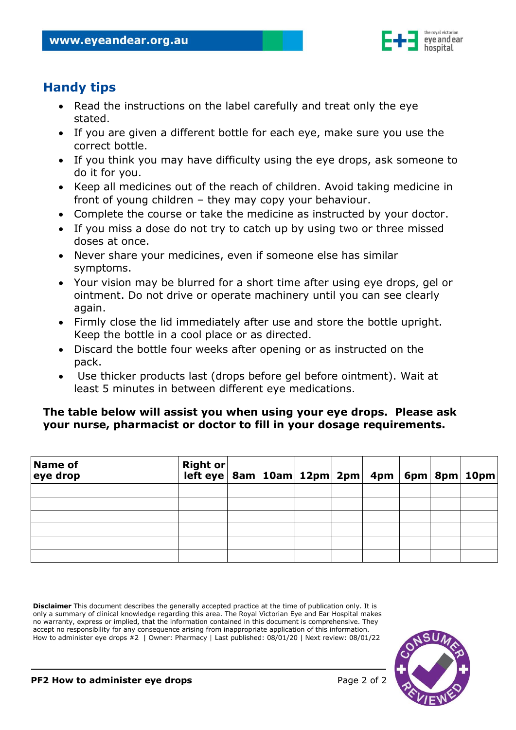## Handy tips

- Read the instructions on the label carefully and treat only the eye stated.
- If you are given a different bottle for each eye, make sure you use the correct bottle.
- If you think you may have difficulty using the eye drops, ask someone to do it for you.
- Keep all medicines out of the reach of children. Avoid taking medicine in front of young children – they may copy your behaviour.
- Complete the course or take the medicine as instructed by your doctor.
- If you miss a dose do not try to catch up by using two or three missed doses at once.
- Never share your medicines, even if someone else has similar symptoms.
- Your vision may be blurred for a short time after using eye drops, gel or ointment. Do not drive or operate machinery until you can see clearly again.
- Firmly close the lid immediately after use and store the bottle upright. Keep the bottle in a cool place or as directed.
- Discard the bottle four weeks after opening or as instructed on the pack.
- Use thicker products last (drops before gel before ointment). Wait at least 5 minutes in between different eye medications.

**The table below will assist you when using your eye drops. Please ask your nurse, pharmacist or doctor to fill in your dosage requirements.**

| Name of eye drop | Right or left eye | 8am | 10am | 12pm | 2pm | 4pm | 6pm | 8pm | 10pm |
|---|---|---|---|---|---|---|---|---|---|
| | | | | | | | | | |
| | | | | | | | | | |
| | | | | | | | | | |
| | | | | | | | | | |
| | | | | | | | | | |
| | | | | | | | | | |

**Disclaimer** This document describes the generally accepted practice at the time of publication only. It is only a summary of clinical knowledge regarding this area. The Royal Victorian Eye and Ear Hospital makes no warranty, express or implied, that the information contained in this document is comprehensive. They accept no responsibility for any consequence arising from inappropriate application of this information.
How to administer eye drops #2 | Owner: Pharmacy | Last published: 08/01/20 | Next review: 08/01/22